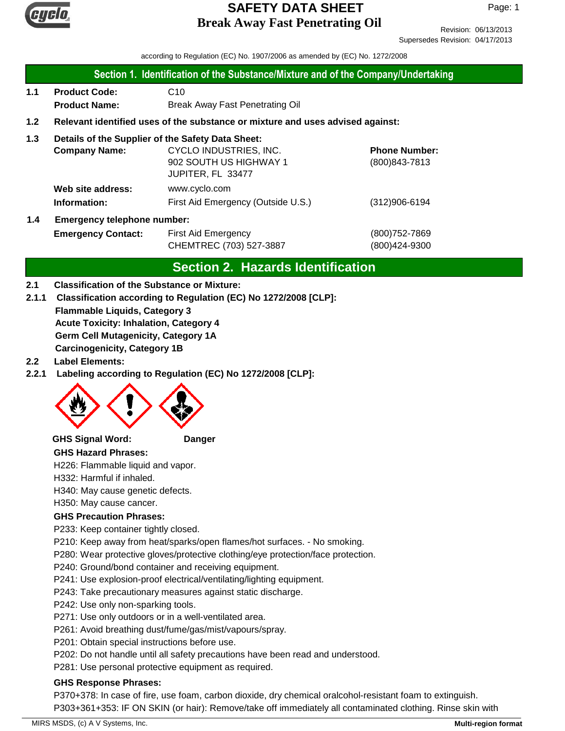# SAFETY DATA SHEET

## Break Away Fast Penetrating Oil

Revision: 06/13/2013
Supersedes Revision: 04/17/2013

according to Regulation (EC) No. 1907/2006 as amended by (EC) No. 1272/2008

## Section 1. Identification of the Substance/Mixture and of the Company/Undertaking

**1.1 Product Code:** C10
**Product Name:** Break Away Fast Penetrating Oil

**1.2 Relevant identified uses of the substance or mixture and uses advised against:**

**1.3 Details of the Supplier of the Safety Data Sheet:**

**Company Name:** CYCLO INDUSTRIES, INC.
902 SOUTH US HIGHWAY 1
JUPITER, FL 33477

**Phone Number:** (800)843-7813

**Web site address:** www.cyclo.com

**Information:** First Aid Emergency (Outside U.S.) (312)906-6194

**1.4 Emergency telephone number:**

**Emergency Contact:** First Aid Emergency (800)752-7869
CHEMTREC (703) 527-3887 (800)424-9300

## Section 2. Hazards Identification

**2.1 Classification of the Substance or Mixture:**

**2.1.1 Classification according to Regulation (EC) No 1272/2008 [CLP]:**

**Flammable Liquids, Category 3**
**Acute Toxicity: Inhalation, Category 4**
**Germ Cell Mutagenicity, Category 1A**
**Carcinogenicity, Category 1B**

**2.2 Label Elements:**

**2.2.1 Labeling according to Regulation (EC) No 1272/2008 [CLP]:**

**GHS Signal Word:** **Danger**

**GHS Hazard Phrases:**

H226: Flammable liquid and vapor.
H332: Harmful if inhaled.
H340: May cause genetic defects.
H350: May cause cancer.

**GHS Precaution Phrases:**

P233: Keep container tightly closed.
P210: Keep away from heat/sparks/open flames/hot surfaces. - No smoking.
P280: Wear protective gloves/protective clothing/eye protection/face protection.
P240: Ground/bond container and receiving equipment.
P241: Use explosion-proof electrical/ventilating/lighting equipment.
P243: Take precautionary measures against static discharge.
P242: Use only non-sparking tools.
P271: Use only outdoors or in a well-ventilated area.
P261: Avoid breathing dust/fume/gas/mist/vapours/spray.
P201: Obtain special instructions before use.
P202: Do not handle until all safety precautions have been read and understood.
P281: Use personal protective equipment as required.

**GHS Response Phrases:**

P370+378: In case of fire, use foam, carbon dioxide, dry chemical oralcohol-resistant foam to extinguish.
P303+361+353: IF ON SKIN (or hair): Remove/take off immediately all contaminated clothing. Rinse skin with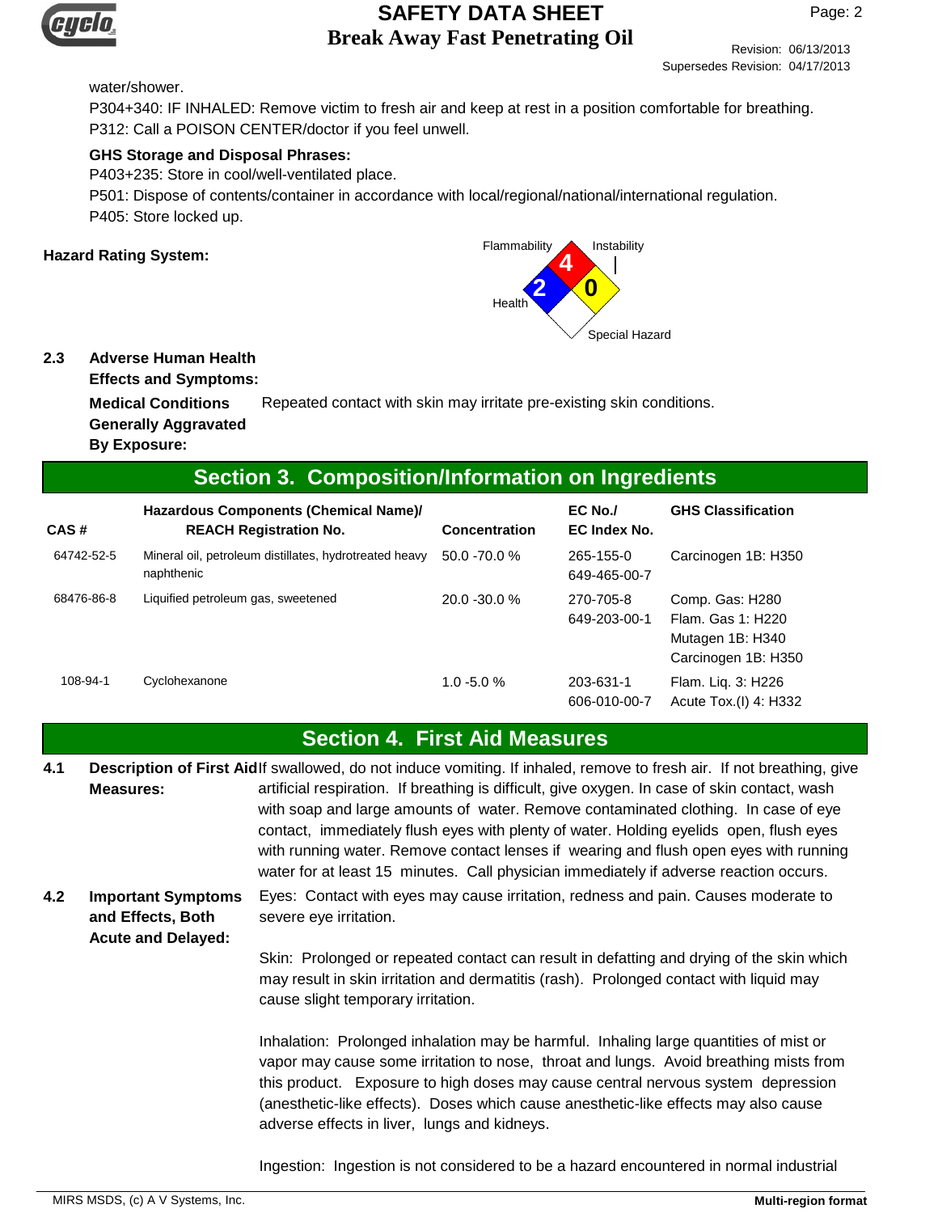water/shower.

P304+340: IF INHALED: Remove victim to fresh air and keep at rest in a position comfortable for breathing.

P312: Call a POISON CENTER/doctor if you feel unwell.

**GHS Storage and Disposal Phrases:**

P403+235: Store in cool/well-ventilated place.

P501: Dispose of contents/container in accordance with local/regional/national/international regulation.

P405: Store locked up.

**Hazard Rating System:**

Flammability: 4
Health: 2
Instability: 0
Special Hazard:

**2.3 Adverse Human Health Effects and Symptoms:**

**Medical Conditions Generally Aggravated By Exposure:** Repeated contact with skin may irritate pre-existing skin conditions.

## Section 3. Composition/Information on Ingredients

| CAS # | Hazardous Components (Chemical Name)/ REACH Registration No. | Concentration | EC No./ EC Index No. | GHS Classification |
|---|---|---|---|---|
| 64742-52-5 | Mineral oil, petroleum distillates, hydrotreated heavy naphthenic | 50.0 -70.0 % | 265-155-0 649-465-00-7 | Carcinogen 1B: H350 |
| 68476-86-8 | Liquified petroleum gas, sweetened | 20.0 -30.0 % | 270-705-8 649-203-00-1 | Comp. Gas: H280 Flam. Gas 1: H220 Mutagen 1B: H340 Carcinogen 1B: H350 |
| 108-94-1 | Cyclohexanone | 1.0 -5.0 % | 203-631-1 606-010-00-7 | Flam. Liq. 3: H226 Acute Tox.(I) 4: H332 |

## Section 4. First Aid Measures

**4.1 Description of First Aid Measures:** If swallowed, do not induce vomiting. If inhaled, remove to fresh air. If not breathing, give artificial respiration. If breathing is difficult, give oxygen. In case of skin contact, wash with soap and large amounts of water. Remove contaminated clothing. In case of eye contact, immediately flush eyes with plenty of water. Holding eyelids open, flush eyes with running water. Remove contact lenses if wearing and flush open eyes with running water for at least 15 minutes. Call physician immediately if adverse reaction occurs.

**4.2 Important Symptoms and Effects, Both Acute and Delayed:** Eyes: Contact with eyes may cause irritation, redness and pain. Causes moderate to severe eye irritation.

Skin: Prolonged or repeated contact can result in defatting and drying of the skin which may result in skin irritation and dermatitis (rash). Prolonged contact with liquid may cause slight temporary irritation.

Inhalation: Prolonged inhalation may be harmful. Inhaling large quantities of mist or vapor may cause some irritation to nose, throat and lungs. Avoid breathing mists from this product. Exposure to high doses may cause central nervous system depression (anesthetic-like effects). Doses which cause anesthetic-like effects may also cause adverse effects in liver, lungs and kidneys.

Ingestion: Ingestion is not considered to be a hazard encountered in normal industrial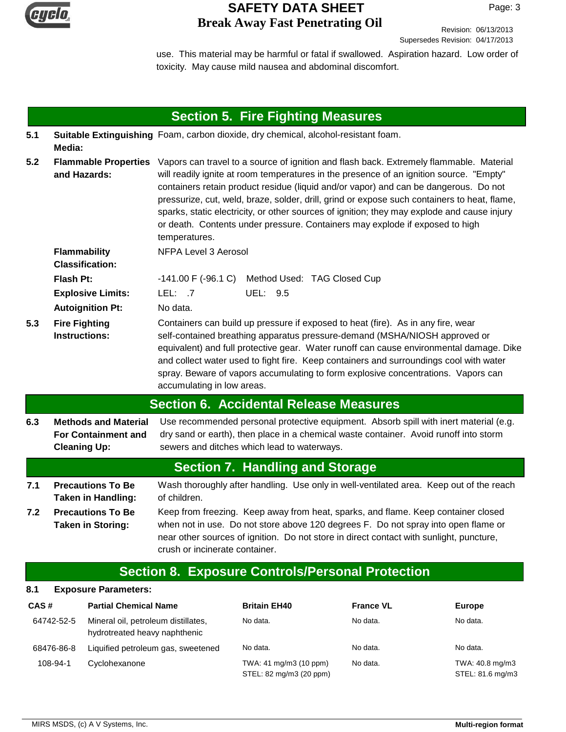use. This material may be harmful or fatal if swallowed. Aspiration hazard. Low order of toxicity. May cause mild nausea and abdominal discomfort.

## Section 5. Fire Fighting Measures

**5.1 Suitable Extinguishing Media:** Foam, carbon dioxide, dry chemical, alcohol-resistant foam.

**5.2 Flammable Properties and Hazards:** Vapors can travel to a source of ignition and flash back. Extremely flammable. Material will readily ignite at room temperatures in the presence of an ignition source. "Empty" containers retain product residue (liquid and/or vapor) and can be dangerous. Do not pressurize, cut, weld, braze, solder, drill, grind or expose such containers to heat, flame, sparks, static electricity, or other sources of ignition; they may explode and cause injury or death. Contents under pressure. Containers may explode if exposed to high temperatures.

**Flammability Classification:** NFPA Level 3 Aerosol

**Flash Pt:** -141.00 F (-96.1 C) Method Used: TAG Closed Cup

**Explosive Limits:** LEL: .7 UEL: 9.5

**Autoignition Pt:** No data.

**5.3 Fire Fighting Instructions:** Containers can build up pressure if exposed to heat (fire). As in any fire, wear self-contained breathing apparatus pressure-demand (MSHA/NIOSH approved or equivalent) and full protective gear. Water runoff can cause environmental damage. Dike and collect water used to fight fire. Keep containers and surroundings cool with water spray. Beware of vapors accumulating to form explosive concentrations. Vapors can accumulating in low areas.

## Section 6. Accidental Release Measures

**6.3 Methods and Material For Containment and Cleaning Up:** Use recommended personal protective equipment. Absorb spill with inert material (e.g. dry sand or earth), then place in a chemical waste container. Avoid runoff into storm sewers and ditches which lead to waterways.

## Section 7. Handling and Storage

**7.1 Precautions To Be Taken in Handling:** Wash thoroughly after handling. Use only in well-ventilated area. Keep out of the reach of children.

**7.2 Precautions To Be Taken in Storing:** Keep from freezing. Keep away from heat, sparks, and flame. Keep container closed when not in use. Do not store above 120 degrees F. Do not spray into open flame or near other sources of ignition. Do not store in direct contact with sunlight, puncture, crush or incinerate container.

## Section 8. Exposure Controls/Personal Protection

**8.1 Exposure Parameters:**

| CAS # | Partial Chemical Name | Britain EH40 | France VL | Europe |
|---|---|---|---|---|
| 64742-52-5 | Mineral oil, petroleum distillates, hydrotreated heavy naphthenic | No data. | No data. | No data. |
| 68476-86-8 | Liquified petroleum gas, sweetened | No data. | No data. | No data. |
| 108-94-1 | Cyclohexanone | TWA: 41 mg/m3 (10 ppm) STEL: 82 mg/m3 (20 ppm) | No data. | TWA: 40.8 mg/m3 STEL: 81.6 mg/m3 |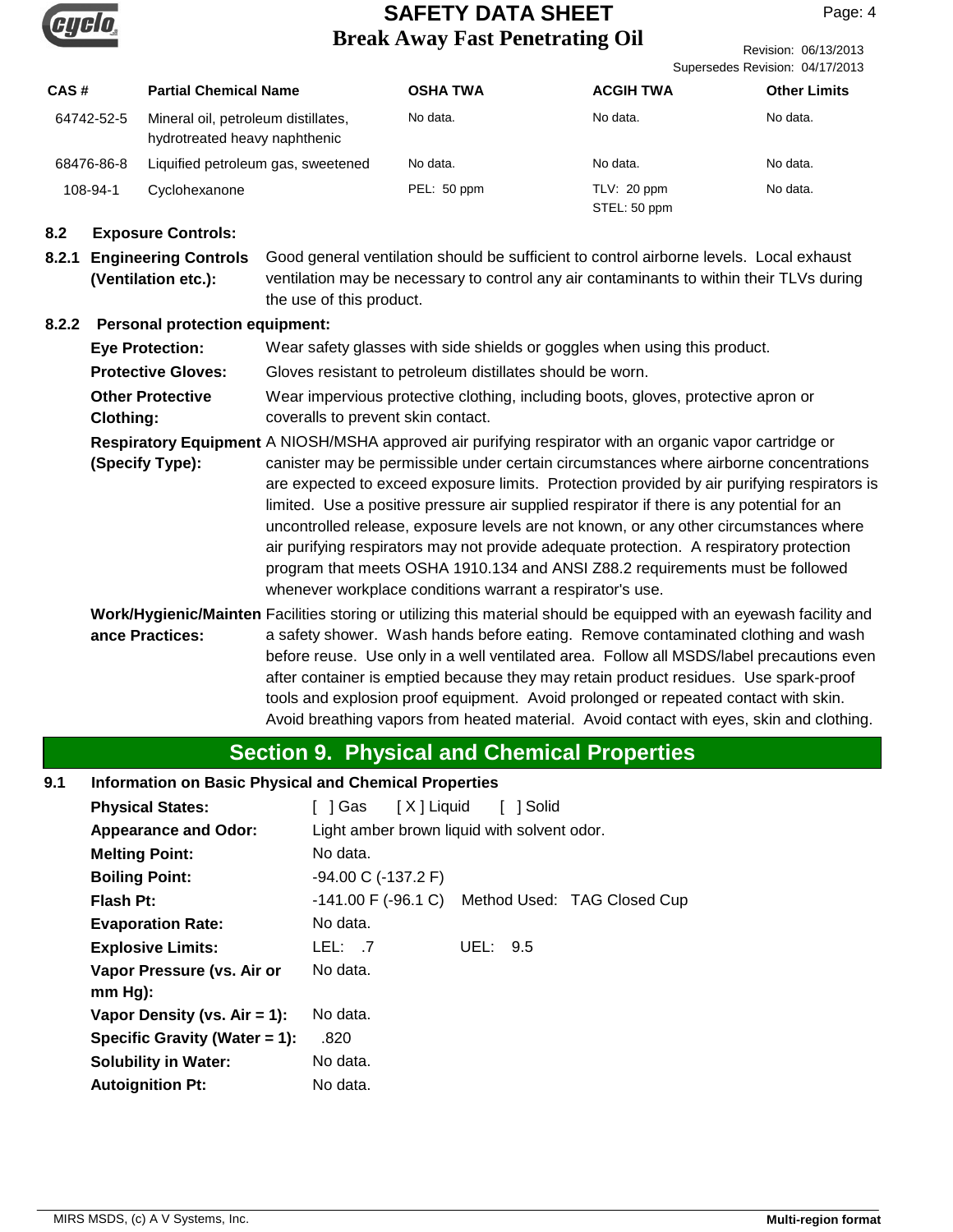| CAS # | Partial Chemical Name | OSHA TWA | ACGIH TWA | Other Limits |
|---|---|---|---|---|
| 64742-52-5 | Mineral oil, petroleum distillates, hydrotreated heavy naphthenic | No data. | No data. | No data. |
| 68476-86-8 | Liquified petroleum gas, sweetened | No data. | No data. | No data. |
| 108-94-1 | Cyclohexanone | PEL: 50 ppm | TLV: 20 ppm<br>STEL: 50 ppm | No data. |

**8.2 Exposure Controls:**

**8.2.1 Engineering Controls (Ventilation etc.):** Good general ventilation should be sufficient to control airborne levels. Local exhaust ventilation may be necessary to control any air contaminants to within their TLVs during the use of this product.

**8.2.2 Personal protection equipment:**

**Eye Protection:** Wear safety glasses with side shields or goggles when using this product.

**Protective Gloves:** Gloves resistant to petroleum distillates should be worn.

**Other Protective Clothing:** Wear impervious protective clothing, including boots, gloves, protective apron or coveralls to prevent skin contact.

**Respiratory Equipment (Specify Type):** A NIOSH/MSHA approved air purifying respirator with an organic vapor cartridge or canister may be permissible under certain circumstances where airborne concentrations are expected to exceed exposure limits. Protection provided by air purifying respirators is limited. Use a positive pressure air supplied respirator if there is any potential for an uncontrolled release, exposure levels are not known, or any other circumstances where air purifying respirators may not provide adequate protection. A respiratory protection program that meets OSHA 1910.134 and ANSI Z88.2 requirements must be followed whenever workplace conditions warrant a respirator's use.

**Work/Hygienic/Maintenance Practices:** Facilities storing or utilizing this material should be equipped with an eyewash facility and a safety shower. Wash hands before eating. Remove contaminated clothing and wash before reuse. Use only in a well ventilated area. Follow all MSDS/label precautions even after container is emptied because they may retain product residues. Use spark-proof tools and explosion proof equipment. Avoid prolonged or repeated contact with skin. Avoid breathing vapors from heated material. Avoid contact with eyes, skin and clothing.

## Section 9. Physical and Chemical Properties

**9.1 Information on Basic Physical and Chemical Properties**

**Physical States:** [ ] Gas [ X ] Liquid [ ] Solid

**Appearance and Odor:** Light amber brown liquid with solvent odor.

**Melting Point:** No data.

**Boiling Point:** -94.00 C (-137.2 F)

**Flash Pt:** -141.00 F (-96.1 C) Method Used: TAG Closed Cup

**Evaporation Rate:** No data.

**Explosive Limits:** LEL: .7 UEL: 9.5

**Vapor Pressure (vs. Air or mm Hg):** No data.

**Vapor Density (vs. Air = 1):** No data.

**Specific Gravity (Water = 1):** .820

**Solubility in Water:** No data.

**Autoignition Pt:** No data.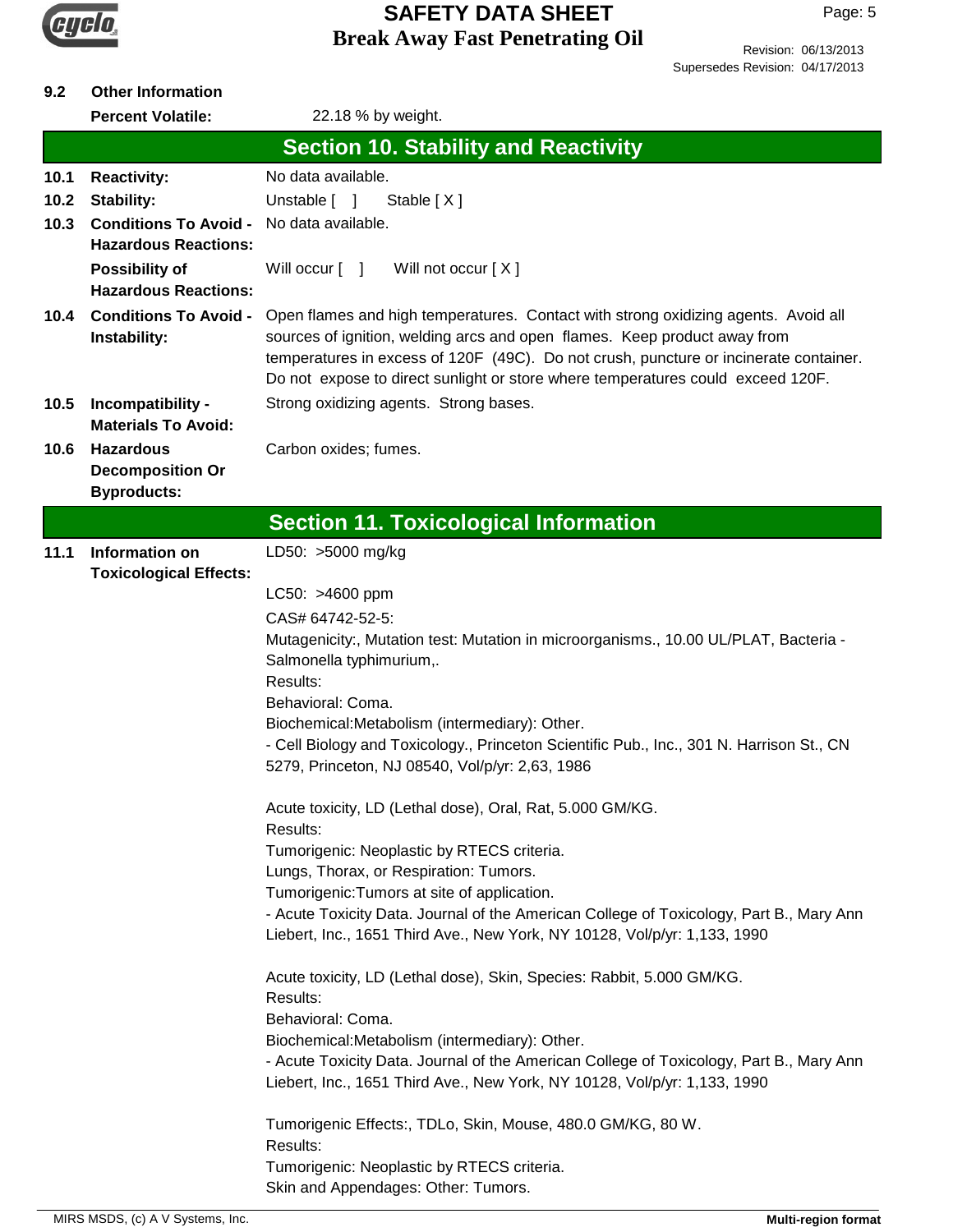**9.2 Other Information**

**Percent Volatile:** 22.18 % by weight.

## Section 10. Stability and Reactivity

**10.1 Reactivity:** No data available.

**10.2 Stability:** Unstable [ ] Stable [ X ]

**10.3 Conditions To Avoid - Hazardous Reactions:** No data available.

**Possibility of Hazardous Reactions:** Will occur [ ] Will not occur [ X ]

**10.4 Conditions To Avoid - Instability:** Open flames and high temperatures. Contact with strong oxidizing agents. Avoid all sources of ignition, welding arcs and open flames. Keep product away from temperatures in excess of 120F (49C). Do not crush, puncture or incinerate container. Do not expose to direct sunlight or store where temperatures could exceed 120F.

**10.5 Incompatibility - Materials To Avoid:** Strong oxidizing agents. Strong bases.

**10.6 Hazardous Decomposition Or Byproducts:** Carbon oxides; fumes.

## Section 11. Toxicological Information

**11.1 Information on Toxicological Effects:**

LD50: >5000 mg/kg

LC50: >4600 ppm

CAS# 64742-52-5:
Mutagenicity:, Mutation test: Mutation in microorganisms., 10.00 UL/PLAT, Bacteria - Salmonella typhimurium,.
Results:
Behavioral: Coma.
Biochemical:Metabolism (intermediary): Other.
- Cell Biology and Toxicology., Princeton Scientific Pub., Inc., 301 N. Harrison St., CN 5279, Princeton, NJ 08540, Vol/p/yr: 2,63, 1986

Acute toxicity, LD (Lethal dose), Oral, Rat, 5.000 GM/KG.
Results:
Tumorigenic: Neoplastic by RTECS criteria.
Lungs, Thorax, or Respiration: Tumors.
Tumorigenic:Tumors at site of application.
- Acute Toxicity Data. Journal of the American College of Toxicology, Part B., Mary Ann Liebert, Inc., 1651 Third Ave., New York, NY 10128, Vol/p/yr: 1,133, 1990

Acute toxicity, LD (Lethal dose), Skin, Species: Rabbit, 5.000 GM/KG.
Results:
Behavioral: Coma.
Biochemical:Metabolism (intermediary): Other.
- Acute Toxicity Data. Journal of the American College of Toxicology, Part B., Mary Ann Liebert, Inc., 1651 Third Ave., New York, NY 10128, Vol/p/yr: 1,133, 1990

Tumorigenic Effects:, TDLo, Skin, Mouse, 480.0 GM/KG, 80 W.
Results:
Tumorigenic: Neoplastic by RTECS criteria.
Skin and Appendages: Other: Tumors.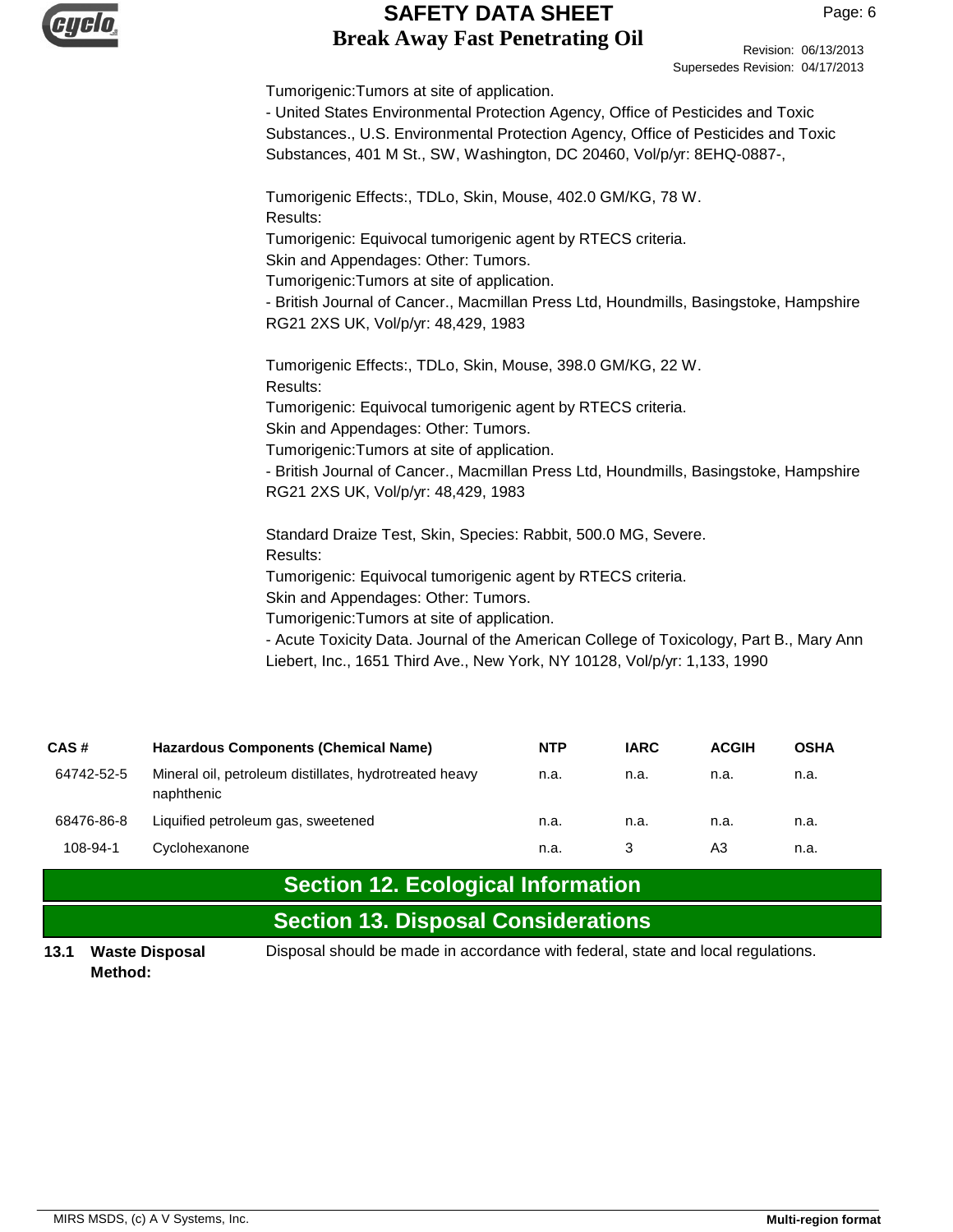Tumorigenic:Tumors at site of application.

- United States Environmental Protection Agency, Office of Pesticides and Toxic Substances., U.S. Environmental Protection Agency, Office of Pesticides and Toxic Substances, 401 M St., SW, Washington, DC 20460, Vol/p/yr: 8EHQ-0887-,

Tumorigenic Effects:, TDLo, Skin, Mouse, 402.0 GM/KG, 78 W.
Results:
Tumorigenic: Equivocal tumorigenic agent by RTECS criteria.
Skin and Appendages: Other: Tumors.
Tumorigenic:Tumors at site of application.

- British Journal of Cancer., Macmillan Press Ltd, Houndmills, Basingstoke, Hampshire RG21 2XS UK, Vol/p/yr: 48,429, 1983

Tumorigenic Effects:, TDLo, Skin, Mouse, 398.0 GM/KG, 22 W.
Results:
Tumorigenic: Equivocal tumorigenic agent by RTECS criteria.
Skin and Appendages: Other: Tumors.
Tumorigenic:Tumors at site of application.

- British Journal of Cancer., Macmillan Press Ltd, Houndmills, Basingstoke, Hampshire RG21 2XS UK, Vol/p/yr: 48,429, 1983

Standard Draize Test, Skin, Species: Rabbit, 500.0 MG, Severe.
Results:
Tumorigenic: Equivocal tumorigenic agent by RTECS criteria.
Skin and Appendages: Other: Tumors.
Tumorigenic:Tumors at site of application.

- Acute Toxicity Data. Journal of the American College of Toxicology, Part B., Mary Ann Liebert, Inc., 1651 Third Ave., New York, NY 10128, Vol/p/yr: 1,133, 1990

| CAS # | Hazardous Components (Chemical Name) | NTP | IARC | ACGIH | OSHA |
|---|---|---|---|---|---|
| 64742-52-5 | Mineral oil, petroleum distillates, hydrotreated heavy naphthenic | n.a. | n.a. | n.a. | n.a. |
| 68476-86-8 | Liquified petroleum gas, sweetened | n.a. | n.a. | n.a. | n.a. |
| 108-94-1 | Cyclohexanone | n.a. | 3 | A3 | n.a. |

## Section 12. Ecological Information

## Section 13. Disposal Considerations

**13.1 Waste Disposal Method:** Disposal should be made in accordance with federal, state and local regulations.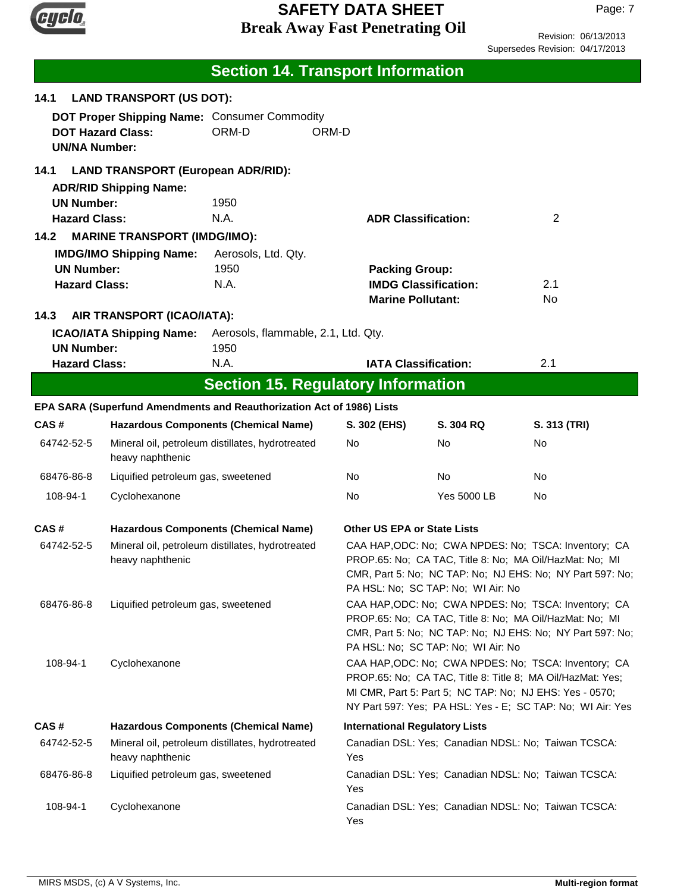## Section 14. Transport Information

### 14.1 LAND TRANSPORT (US DOT):

**DOT Proper Shipping Name:** Consumer Commodity
**DOT Hazard Class:** ORM-D ORM-D
**UN/NA Number:**

### 14.1 LAND TRANSPORT (European ADR/RID):

**ADR/RID Shipping Name:**
**UN Number:** 1950
**Hazard Class:** N.A. **ADR Classification:** 2

### 14.2 MARINE TRANSPORT (IMDG/IMO):

**IMDG/IMO Shipping Name:** Aerosols, Ltd. Qty.
**UN Number:** 1950 **Packing Group:**
**Hazard Class:** N.A. **IMDG Classification:** 2.1
**Marine Pollutant:** No

### 14.3 AIR TRANSPORT (ICAO/IATA):

**ICAO/IATA Shipping Name:** Aerosols, flammable, 2.1, Ltd. Qty.
**UN Number:** 1950
**Hazard Class:** N.A. **IATA Classification:** 2.1

## Section 15. Regulatory Information

**EPA SARA (Superfund Amendments and Reauthorization Act of 1986) Lists**

| CAS # | Hazardous Components (Chemical Name) | S. 302 (EHS) | S. 304 RQ | S. 313 (TRI) |
|---|---|---|---|---|
| 64742-52-5 | Mineral oil, petroleum distillates, hydrotreated heavy naphthenic | No | No | No |
| 68476-86-8 | Liquified petroleum gas, sweetened | No | No | No |
| 108-94-1 | Cyclohexanone | No | Yes 5000 LB | No |

| CAS # | Hazardous Components (Chemical Name) | Other US EPA or State Lists |
|---|---|---|
| 64742-52-5 | Mineral oil, petroleum distillates, hydrotreated heavy naphthenic | CAA HAP,ODC: No; CWA NPDES: No; TSCA: Inventory; CA PROP.65: No; CA TAC, Title 8: No; MA Oil/HazMat: No; MI CMR, Part 5: No; NC TAP: No; NJ EHS: No; NY Part 597: No; PA HSL: No; SC TAP: No; WI Air: No |
| 68476-86-8 | Liquified petroleum gas, sweetened | CAA HAP,ODC: No; CWA NPDES: No; TSCA: Inventory; CA PROP.65: No; CA TAC, Title 8: No; MA Oil/HazMat: No; MI CMR, Part 5: No; NC TAP: No; NJ EHS: No; NY Part 597: No; PA HSL: No; SC TAP: No; WI Air: No |
| 108-94-1 | Cyclohexanone | CAA HAP,ODC: No; CWA NPDES: No; TSCA: Inventory; CA PROP.65: No; CA TAC, Title 8: Title 8; MA Oil/HazMat: Yes; MI CMR, Part 5: Part 5; NC TAP: No; NJ EHS: Yes - 0570; NY Part 597: Yes; PA HSL: Yes - E; SC TAP: No; WI Air: Yes |

| CAS # | Hazardous Components (Chemical Name) | International Regulatory Lists |
|---|---|---|
| 64742-52-5 | Mineral oil, petroleum distillates, hydrotreated heavy naphthenic | Canadian DSL: Yes; Canadian NDSL: No; Taiwan TCSCA: Yes |
| 68476-86-8 | Liquified petroleum gas, sweetened | Canadian DSL: Yes; Canadian NDSL: No; Taiwan TCSCA: Yes |
| 108-94-1 | Cyclohexanone | Canadian DSL: Yes; Canadian NDSL: No; Taiwan TCSCA: Yes |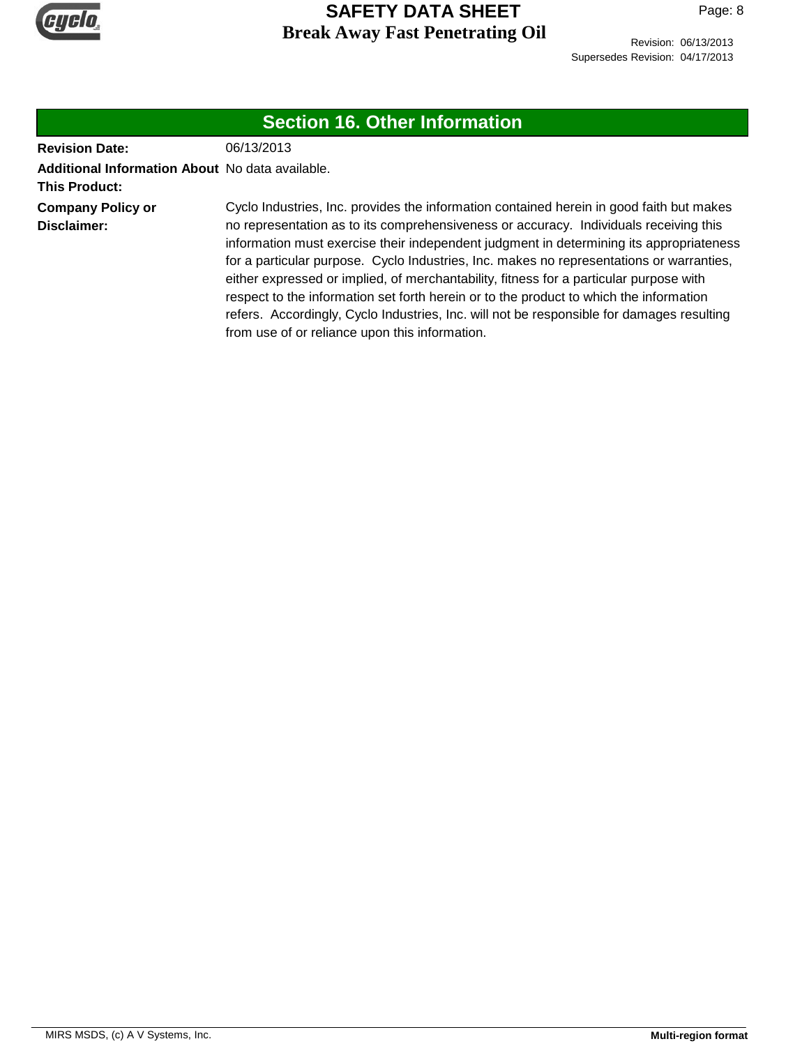## Section 16. Other Information

**Revision Date:** 06/13/2013

**Additional Information About This Product:** No data available.

**Company Policy or Disclaimer:** Cyclo Industries, Inc. provides the information contained herein in good faith but makes no representation as to its comprehensiveness or accuracy. Individuals receiving this information must exercise their independent judgment in determining its appropriateness for a particular purpose. Cyclo Industries, Inc. makes no representations or warranties, either expressed or implied, of merchantability, fitness for a particular purpose with respect to the information set forth herein or to the product to which the information refers. Accordingly, Cyclo Industries, Inc. will not be responsible for damages resulting from use of or reliance upon this information.